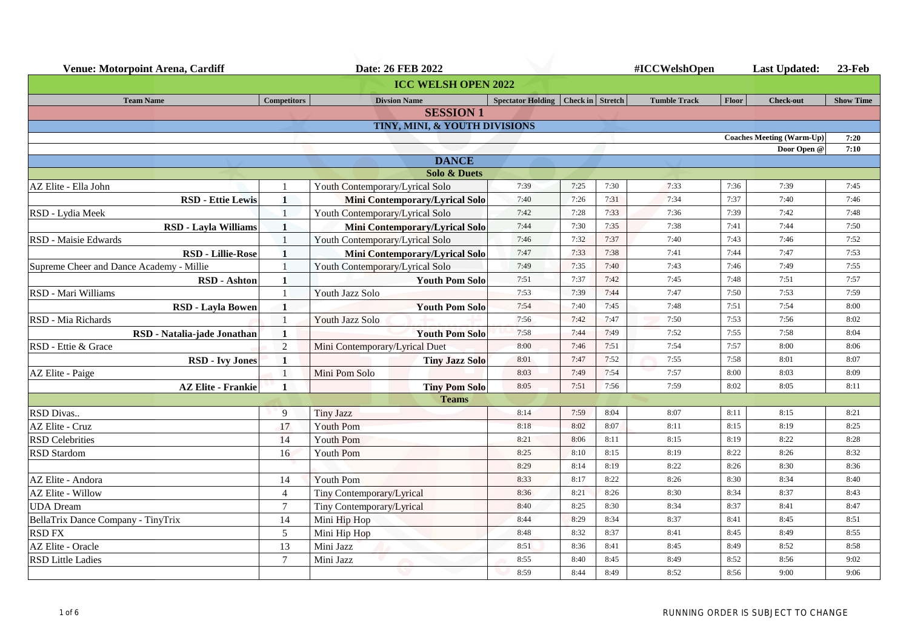**Venue: Motorpoint Arena, Cardiff** | **Date: 26 FEB 2022** | **#ICCWelshOpen** | **Last Updated: 23-Feb**

# ICC WELSH OPEN 2022

| Team Name | Competitors | Divsion Name | Spectator Holding | Check in | Stretch | Tumble Track | Floor | Check-out | Show Time |
|---|---|---|---|---|---|---|---|---|---|
| **SESSION 1** | | | | | | | | | |
| **TINY, MINI, & YOUTH DIVISIONS** | | | | | | | | | |
| | | | | | | | | **Coaches Meeting (Warm-Up)** | **7:20** |
| | | | | | | | | **Door Open @** | **7:10** |
| **DANCE** | | | | | | | | | |
| **Solo & Duets** | | | | | | | | | |
| AZ Elite - Ella John | 1 | Youth Contemporary/Lyrical Solo | 7:39 | 7:25 | 7:30 | 7:33 | 7:36 | 7:39 | 7:45 |
| **RSD - Ettie Lewis** | **1** | **Mini Contemporary/Lyrical Solo** | 7:40 | 7:26 | 7:31 | 7:34 | 7:37 | 7:40 | 7:46 |
| RSD - Lydia Meek | 1 | Youth Contemporary/Lyrical Solo | 7:42 | 7:28 | 7:33 | 7:36 | 7:39 | 7:42 | 7:48 |
| **RSD - Layla Williams** | **1** | **Mini Contemporary/Lyrical Solo** | 7:44 | 7:30 | 7:35 | 7:38 | 7:41 | 7:44 | 7:50 |
| RSD - Maisie Edwards | 1 | Youth Contemporary/Lyrical Solo | 7:46 | 7:32 | 7:37 | 7:40 | 7:43 | 7:46 | 7:52 |
| **RSD - Lillie-Rose** | **1** | **Mini Contemporary/Lyrical Solo** | 7:47 | 7:33 | 7:38 | 7:41 | 7:44 | 7:47 | 7:53 |
| Supreme Cheer and Dance Academy - Millie | 1 | Youth Contemporary/Lyrical Solo | 7:49 | 7:35 | 7:40 | 7:43 | 7:46 | 7:49 | 7:55 |
| **RSD - Ashton** | **1** | **Youth Pom Solo** | 7:51 | 7:37 | 7:42 | 7:45 | 7:48 | 7:51 | 7:57 |
| RSD - Mari Williams | 1 | Youth Jazz Solo | 7:53 | 7:39 | 7:44 | 7:47 | 7:50 | 7:53 | 7:59 |
| **RSD - Layla Bowen** | **1** | **Youth Pom Solo** | 7:54 | 7:40 | 7:45 | 7:48 | 7:51 | 7:54 | 8:00 |
| RSD - Mia Richards | 1 | Youth Jazz Solo | 7:56 | 7:42 | 7:47 | 7:50 | 7:53 | 7:56 | 8:02 |
| **RSD - Natalia-jade Jonathan** | **1** | **Youth Pom Solo** | 7:58 | 7:44 | 7:49 | 7:52 | 7:55 | 7:58 | 8:04 |
| RSD - Ettie & Grace | 2 | Mini Contemporary/Lyrical Duet | 8:00 | 7:46 | 7:51 | 7:54 | 7:57 | 8:00 | 8:06 |
| **RSD - Ivy Jones** | **1** | **Tiny Jazz Solo** | 8:01 | 7:47 | 7:52 | 7:55 | 7:58 | 8:01 | 8:07 |
| AZ Elite - Paige | 1 | Mini Pom Solo | 8:03 | 7:49 | 7:54 | 7:57 | 8:00 | 8:03 | 8:09 |
| **AZ Elite - Frankie** | **1** | **Tiny Pom Solo** | 8:05 | 7:51 | 7:56 | 7:59 | 8:02 | 8:05 | 8:11 |
| **Teams** | | | | | | | | | |
| RSD Divas.. | 9 | Tiny Jazz | 8:14 | 7:59 | 8:04 | 8:07 | 8:11 | 8:15 | 8:21 |
| AZ Elite - Cruz | 17 | Youth Pom | 8:18 | 8:02 | 8:07 | 8:11 | 8:15 | 8:19 | 8:25 |
| RSD Celebrities | 14 | Youth Pom | 8:21 | 8:06 | 8:11 | 8:15 | 8:19 | 8:22 | 8:28 |
| RSD Stardom | 16 | Youth Pom | 8:25 | 8:10 | 8:15 | 8:19 | 8:22 | 8:26 | 8:32 |
| | | | 8:29 | 8:14 | 8:19 | 8:22 | 8:26 | 8:30 | 8:36 |
| AZ Elite - Andora | 14 | Youth Pom | 8:33 | 8:17 | 8:22 | 8:26 | 8:30 | 8:34 | 8:40 |
| AZ Elite - Willow | 4 | Tiny Contemporary/Lyrical | 8:36 | 8:21 | 8:26 | 8:30 | 8:34 | 8:37 | 8:43 |
| UDA Dream | 7 | Tiny Contemporary/Lyrical | 8:40 | 8:25 | 8:30 | 8:34 | 8:37 | 8:41 | 8:47 |
| BellaTrix Dance Company - TinyTrix | 14 | Mini Hip Hop | 8:44 | 8:29 | 8:34 | 8:37 | 8:41 | 8:45 | 8:51 |
| RSD FX | 5 | Mini Hip Hop | 8:48 | 8:32 | 8:37 | 8:41 | 8:45 | 8:49 | 8:55 |
| AZ Elite - Oracle | 13 | Mini Jazz | 8:51 | 8:36 | 8:41 | 8:45 | 8:49 | 8:52 | 8:58 |
| RSD Little Ladies | 7 | Mini Jazz | 8:55 | 8:40 | 8:45 | 8:49 | 8:52 | 8:56 | 9:02 |
| | | | 8:59 | 8:44 | 8:49 | 8:52 | 8:56 | 9:00 | 9:06 |

RUNNING ORDER IS SUBJECT TO CHANGE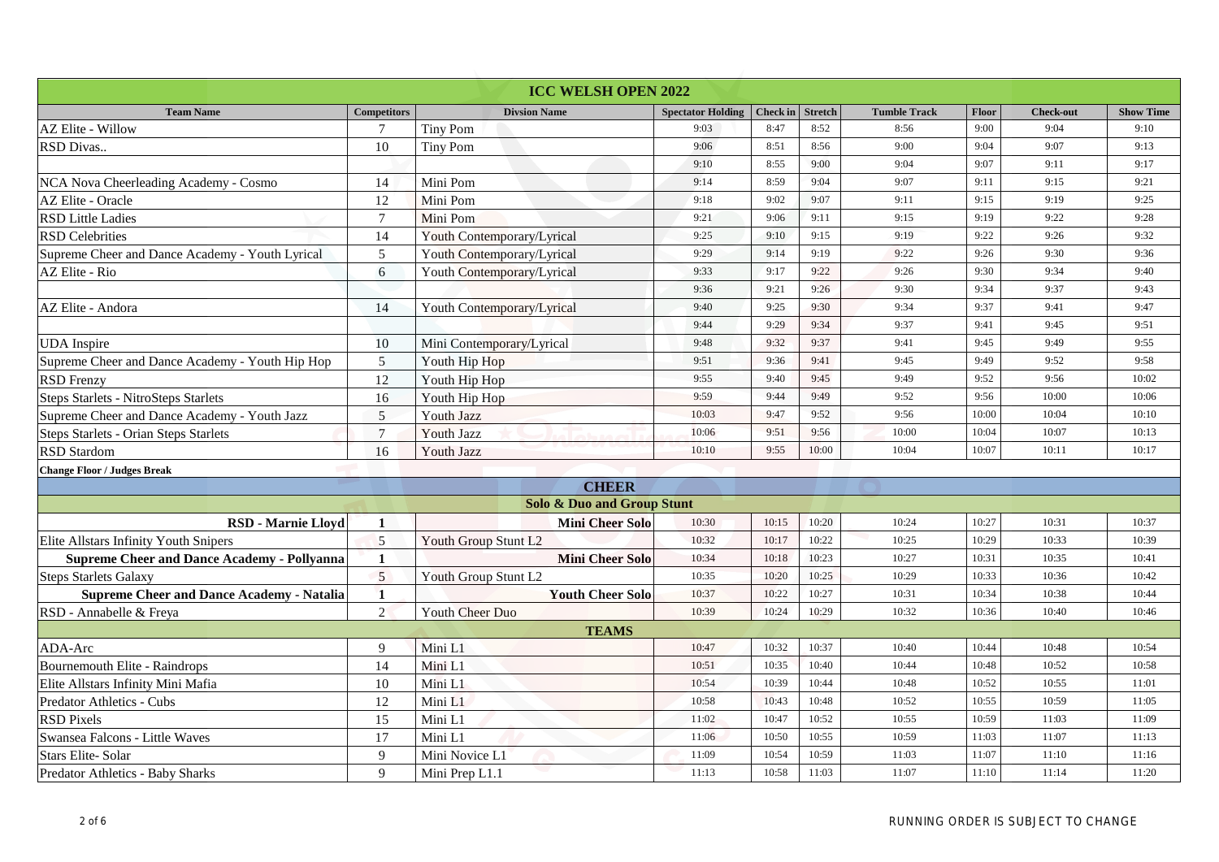| ICC WELSH OPEN 2022 | | | | | | | | | |
|---|---|---|---|---|---|---|---|---|---|
| **Team Name** | **Competitors** | **Divsion Name** | **Spectator Holding** | **Check in** | **Stretch** | **Tumble Track** | **Floor** | **Check-out** | **Show Time** |
| AZ Elite - Willow | 7 | Tiny Pom | 9:03 | 8:47 | 8:52 | 8:56 | 9:00 | 9:04 | 9:10 |
| RSD Divas.. | 10 | Tiny Pom | 9:06 | 8:51 | 8:56 | 9:00 | 9:04 | 9:07 | 9:13 |
| | | | 9:10 | 8:55 | 9:00 | 9:04 | 9:07 | 9:11 | 9:17 |
| NCA Nova Cheerleading Academy - Cosmo | 14 | Mini Pom | 9:14 | 8:59 | 9:04 | 9:07 | 9:11 | 9:15 | 9:21 |
| AZ Elite - Oracle | 12 | Mini Pom | 9:18 | 9:02 | 9:07 | 9:11 | 9:15 | 9:19 | 9:25 |
| RSD Little Ladies | 7 | Mini Pom | 9:21 | 9:06 | 9:11 | 9:15 | 9:19 | 9:22 | 9:28 |
| RSD Celebrities | 14 | Youth Contemporary/Lyrical | 9:25 | 9:10 | 9:15 | 9:19 | 9:22 | 9:26 | 9:32 |
| Supreme Cheer and Dance Academy - Youth Lyrical | 5 | Youth Contemporary/Lyrical | 9:29 | 9:14 | 9:19 | 9:22 | 9:26 | 9:30 | 9:36 |
| AZ Elite - Rio | 6 | Youth Contemporary/Lyrical | 9:33 | 9:17 | 9:22 | 9:26 | 9:30 | 9:34 | 9:40 |
| | | | 9:36 | 9:21 | 9:26 | 9:30 | 9:34 | 9:37 | 9:43 |
| AZ Elite - Andora | 14 | Youth Contemporary/Lyrical | 9:40 | 9:25 | 9:30 | 9:34 | 9:37 | 9:41 | 9:47 |
| | | | 9:44 | 9:29 | 9:34 | 9:37 | 9:41 | 9:45 | 9:51 |
| UDA Inspire | 10 | Mini Contemporary/Lyrical | 9:48 | 9:32 | 9:37 | 9:41 | 9:45 | 9:49 | 9:55 |
| Supreme Cheer and Dance Academy - Youth Hip Hop | 5 | Youth Hip Hop | 9:51 | 9:36 | 9:41 | 9:45 | 9:49 | 9:52 | 9:58 |
| RSD Frenzy | 12 | Youth Hip Hop | 9:55 | 9:40 | 9:45 | 9:49 | 9:52 | 9:56 | 10:02 |
| Steps Starlets - NitroSteps Starlets | 16 | Youth Hip Hop | 9:59 | 9:44 | 9:49 | 9:52 | 9:56 | 10:00 | 10:06 |
| Supreme Cheer and Dance Academy - Youth Jazz | 5 | Youth Jazz | 10:03 | 9:47 | 9:52 | 9:56 | 10:00 | 10:04 | 10:10 |
| Steps Starlets - Orian Steps Starlets | 7 | Youth Jazz | 10:06 | 9:51 | 9:56 | 10:00 | 10:04 | 10:07 | 10:13 |
| RSD Stardom | 16 | Youth Jazz | 10:10 | 9:55 | 10:00 | 10:04 | 10:07 | 10:11 | 10:17 |
| **Change Floor / Judges Break** | | | | | | | | | |
| **CHEER** | | | | | | | | | |
| **Solo & Duo and Group Stunt** | | | | | | | | | |
| **RSD - Marnie Lloyd** | **1** | **Mini Cheer Solo** | 10:30 | 10:15 | 10:20 | 10:24 | 10:27 | 10:31 | 10:37 |
| Elite Allstars Infinity Youth Snipers | 5 | Youth Group Stunt L2 | 10:32 | 10:17 | 10:22 | 10:25 | 10:29 | 10:33 | 10:39 |
| **Supreme Cheer and Dance Academy - Pollyanna** | **1** | **Mini Cheer Solo** | 10:34 | 10:18 | 10:23 | 10:27 | 10:31 | 10:35 | 10:41 |
| Steps Starlets Galaxy | 5 | Youth Group Stunt L2 | 10:35 | 10:20 | 10:25 | 10:29 | 10:33 | 10:36 | 10:42 |
| **Supreme Cheer and Dance Academy - Natalia** | **1** | **Youth Cheer Solo** | 10:37 | 10:22 | 10:27 | 10:31 | 10:34 | 10:38 | 10:44 |
| RSD - Annabelle & Freya | 2 | Youth Cheer Duo | 10:39 | 10:24 | 10:29 | 10:32 | 10:36 | 10:40 | 10:46 |
| **TEAMS** | | | | | | | | | |
| ADA-Arc | 9 | Mini L1 | 10:47 | 10:32 | 10:37 | 10:40 | 10:44 | 10:48 | 10:54 |
| Bournemouth Elite - Raindrops | 14 | Mini L1 | 10:51 | 10:35 | 10:40 | 10:44 | 10:48 | 10:52 | 10:58 |
| Elite Allstars Infinity Mini Mafia | 10 | Mini L1 | 10:54 | 10:39 | 10:44 | 10:48 | 10:52 | 10:55 | 11:01 |
| Predator Athletics - Cubs | 12 | Mini L1 | 10:58 | 10:43 | 10:48 | 10:52 | 10:55 | 10:59 | 11:05 |
| RSD Pixels | 15 | Mini L1 | 11:02 | 10:47 | 10:52 | 10:55 | 10:59 | 11:03 | 11:09 |
| Swansea Falcons - Little Waves | 17 | Mini L1 | 11:06 | 10:50 | 10:55 | 10:59 | 11:03 | 11:07 | 11:13 |
| Stars Elite- Solar | 9 | Mini Novice L1 | 11:09 | 10:54 | 10:59 | 11:03 | 11:07 | 11:10 | 11:16 |
| Predator Athletics - Baby Sharks | 9 | Mini Prep L1.1 | 11:13 | 10:58 | 11:03 | 11:07 | 11:10 | 11:14 | 11:20 |

RUNNING ORDER IS SUBJECT TO CHANGE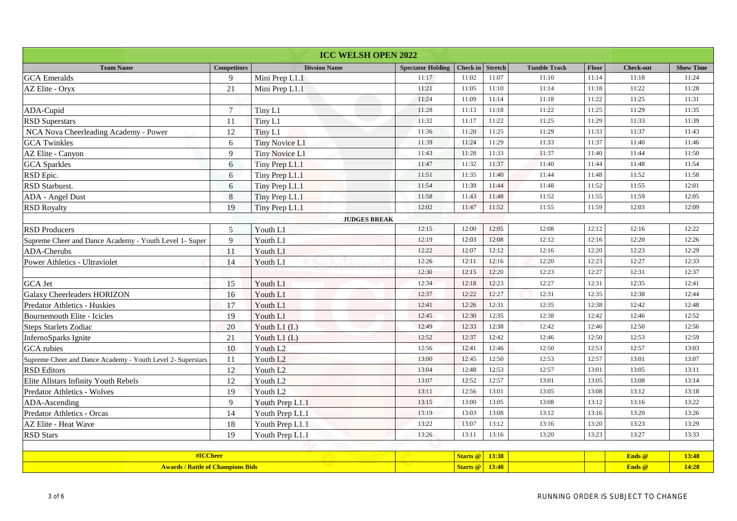| ICC WELSH OPEN 2022 | | | | | | | | | |
|---|---|---|---|---|---|---|---|---|---|
| **Team Name** | **Competitors** | **Divsion Name** | **Spectator Holding** | **Check in** | **Stretch** | **Tumble Track** | **Floor** | **Check-out** | **Show Time** |
| GCA Emeralds | 9 | Mini Prep L1.1 | 11:17 | 11:02 | 11:07 | 11:10 | 11:14 | 11:18 | 11:24 |
| AZ Elite - Oryx | 21 | Mini Prep L1.1 | 11:21 | 11:05 | 11:10 | 11:14 | 11:18 | 11:22 | 11:28 |
| | | | 11:24 | 11:09 | 11:14 | 11:18 | 11:22 | 11:25 | 11:31 |
| ADA-Cupid | 7 | Tiny L1 | 11:28 | 11:13 | 11:18 | 11:22 | 11:25 | 11:29 | 11:35 |
| RSD Superstars | 11 | Tiny L1 | 11:32 | 11:17 | 11:22 | 11:25 | 11:29 | 11:33 | 11:39 |
| NCA Nova Cheerleading Academy - Power | 12 | Tiny L1 | 11:36 | 11:20 | 11:25 | 11:29 | 11:33 | 11:37 | 11:43 |
| GCA Twinkles | 6 | Tiny Novice L1 | 11:39 | 11:24 | 11:29 | 11:33 | 11:37 | 11:40 | 11:46 |
| AZ Elite - Canyon | 9 | Tiny Novice L1 | 11:43 | 11:28 | 11:33 | 11:37 | 11:40 | 11:44 | 11:50 |
| GCA Sparkles | 6 | Tiny Prep L1.1 | 11:47 | 11:32 | 11:37 | 11:40 | 11:44 | 11:48 | 11:54 |
| RSD Epic. | 6 | Tiny Prep L1.1 | 11:51 | 11:35 | 11:40 | 11:44 | 11:48 | 11:52 | 11:58 |
| RSD Starburst. | 6 | Tiny Prep L1.1 | 11:54 | 11:39 | 11:44 | 11:48 | 11:52 | 11:55 | 12:01 |
| ADA - Angel Dust | 8 | Tiny Prep L1.1 | 11:58 | 11:43 | 11:48 | 11:52 | 11:55 | 11:59 | 12:05 |
| RSD Royalty | 19 | Tiny Prep L1.1 | 12:02 | 11:47 | 11:52 | 11:55 | 11:59 | 12:03 | 12:09 |
| | | **JUDGES BREAK** | | | | | | | |
| RSD Producers | 5 | Youth L1 | 12:15 | 12:00 | 12:05 | 12:08 | 12:12 | 12:16 | 12:22 |
| Supreme Cheer and Dance Academy - Youth Level 1- Super | 9 | Youth L1 | 12:19 | 12:03 | 12:08 | 12:12 | 12:16 | 12:20 | 12:26 |
| ADA-Cherubs | 11 | Youth L1 | 12:22 | 12:07 | 12:12 | 12:16 | 12:20 | 12:23 | 12:29 |
| Power Athletics - Ultraviolet | 14 | Youth L1 | 12:26 | 12:11 | 12:16 | 12:20 | 12:23 | 12:27 | 12:33 |
| | | | 12:30 | 12:15 | 12:20 | 12:23 | 12:27 | 12:31 | 12:37 |
| GCA Jet | 15 | Youth L1 | 12:34 | 12:18 | 12:23 | 12:27 | 12:31 | 12:35 | 12:41 |
| Galaxy Cheerleaders HORIZON | 16 | Youth L1 | 12:37 | 12:22 | 12:27 | 12:31 | 12:35 | 12:38 | 12:44 |
| Predator Athletics - Huskies | 17 | Youth L1 | 12:41 | 12:26 | 12:31 | 12:35 | 12:38 | 12:42 | 12:48 |
| Bournemouth Elite - Icicles | 19 | Youth L1 | 12:45 | 12:30 | 12:35 | 12:38 | 12:42 | 12:46 | 12:52 |
| Steps Starlets Zodiac | 20 | Youth L1 (L) | 12:49 | 12:33 | 12:38 | 12:42 | 12:46 | 12:50 | 12:56 |
| InfernoSparks Ignite | 21 | Youth L1 (L) | 12:52 | 12:37 | 12:42 | 12:46 | 12:50 | 12:53 | 12:59 |
| GCA rubies | 10 | Youth L2 | 12:56 | 12:41 | 12:46 | 12:50 | 12:53 | 12:57 | 13:03 |
| Supreme Cheer and Dance Academy - Youth Level 2- Superstars | 11 | Youth L2 | 13:00 | 12:45 | 12:50 | 12:53 | 12:57 | 13:01 | 13:07 |
| RSD Editors | 12 | Youth L2 | 13:04 | 12:48 | 12:53 | 12:57 | 13:01 | 13:05 | 13:11 |
| Elite Allstars Infinity Youth Rebels | 12 | Youth L2 | 13:07 | 12:52 | 12:57 | 13:01 | 13:05 | 13:08 | 13:14 |
| Predator Athletics - Wolves | 19 | Youth L2 | 13:11 | 12:56 | 13:01 | 13:05 | 13:08 | 13:12 | 13:18 |
| ADA-Ascending | 9 | Youth Prep L1.1 | 13:15 | 13:00 | 13:05 | 13:08 | 13:12 | 13:16 | 13:22 |
| Predator Athletics - Orcas | 14 | Youth Prep L1.1 | 13:19 | 13:03 | 13:08 | 13:12 | 13:16 | 13:20 | 13:26 |
| AZ Elite - Heat Wave | 18 | Youth Prep L1.1 | 13:22 | 13:07 | 13:12 | 13:16 | 13:20 | 13:23 | 13:29 |
| RSD Stars | 19 | Youth Prep L1.1 | 13:26 | 13:11 | 13:16 | 13:20 | 13:23 | 13:27 | 13:33 |
| **#ICCheer** | | | | **Starts @** | **13:38** | | | **Ends @** | **13:48** |
| **Awards / Battle of Champions Bids** | | | | **Starts @** | **13:48** | | | **Ends @** | **14:28** |

RUNNING ORDER IS SUBJECT TO CHANGE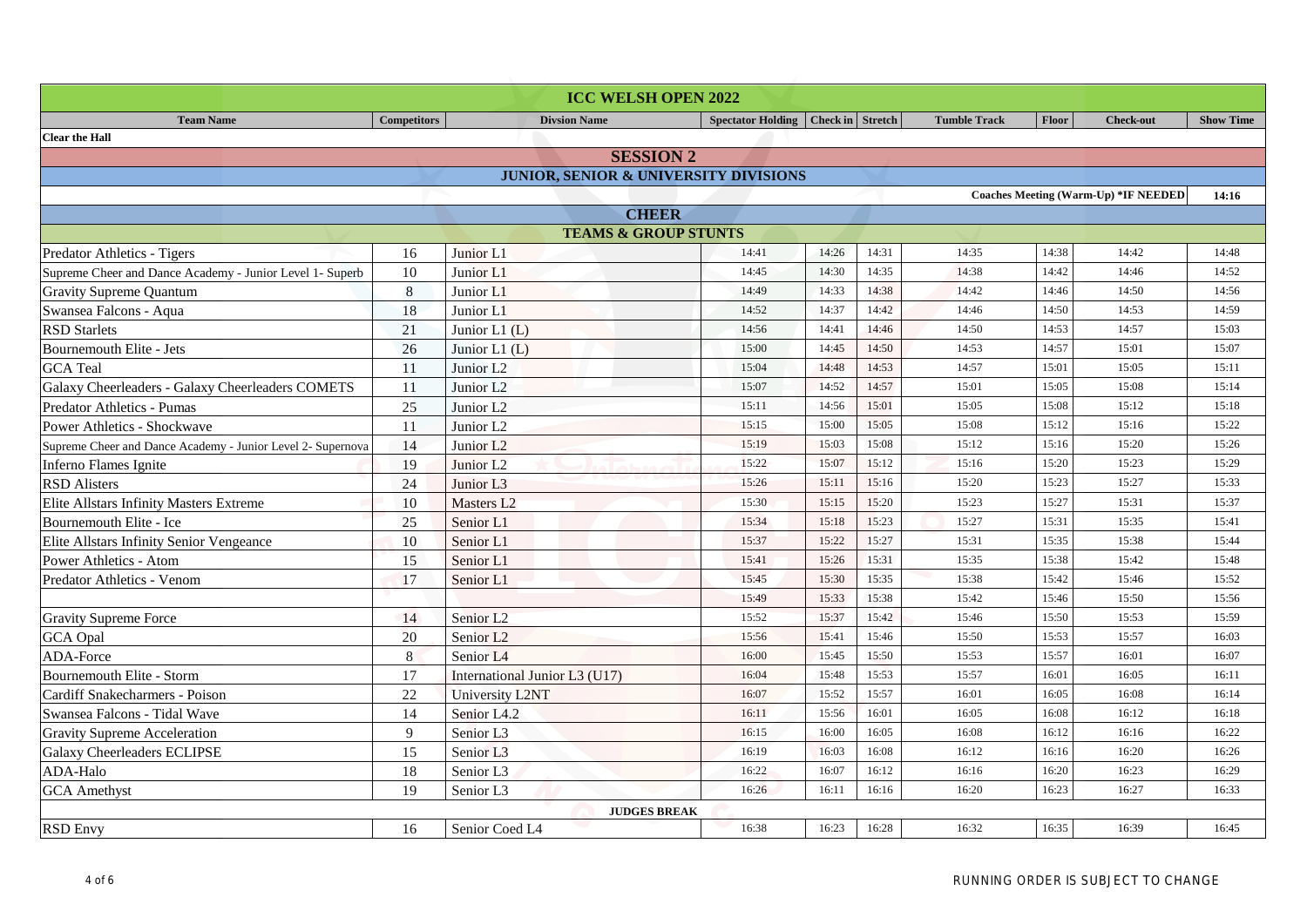| ICC WELSH OPEN 2022 | | | | | | | | | |
|---|---|---|---|---|---|---|---|---|---|
| **Team Name** | **Competitors** | **Divsion Name** | **Spectator Holding** | **Check in** | **Stretch** | **Tumble Track** | **Floor** | **Check-out** | **Show Time** |
| **Clear the Hall** | | | | | | | | | |
| **SESSION 2** | | | | | | | | | |
| **JUNIOR, SENIOR & UNIVERSITY DIVISIONS** | | | | | | | | | |
| | | | | | | | | **Coaches Meeting (Warm-Up) *IF NEEDED** | **14:16** |
| **CHEER** | | | | | | | | | |
| **TEAMS & GROUP STUNTS** | | | | | | | | | |
| Predator Athletics - Tigers | 16 | Junior L1 | 14:41 | 14:26 | 14:31 | 14:35 | 14:38 | 14:42 | 14:48 |
| Supreme Cheer and Dance Academy - Junior Level 1- Superb | 10 | Junior L1 | 14:45 | 14:30 | 14:35 | 14:38 | 14:42 | 14:46 | 14:52 |
| Gravity Supreme Quantum | 8 | Junior L1 | 14:49 | 14:33 | 14:38 | 14:42 | 14:46 | 14:50 | 14:56 |
| Swansea Falcons - Aqua | 18 | Junior L1 | 14:52 | 14:37 | 14:42 | 14:46 | 14:50 | 14:53 | 14:59 |
| RSD Starlets | 21 | Junior L1 (L) | 14:56 | 14:41 | 14:46 | 14:50 | 14:53 | 14:57 | 15:03 |
| Bournemouth Elite - Jets | 26 | Junior L1 (L) | 15:00 | 14:45 | 14:50 | 14:53 | 14:57 | 15:01 | 15:07 |
| GCA Teal | 11 | Junior L2 | 15:04 | 14:48 | 14:53 | 14:57 | 15:01 | 15:05 | 15:11 |
| Galaxy Cheerleaders - Galaxy Cheerleaders COMETS | 11 | Junior L2 | 15:07 | 14:52 | 14:57 | 15:01 | 15:05 | 15:08 | 15:14 |
| Predator Athletics - Pumas | 25 | Junior L2 | 15:11 | 14:56 | 15:01 | 15:05 | 15:08 | 15:12 | 15:18 |
| Power Athletics - Shockwave | 11 | Junior L2 | 15:15 | 15:00 | 15:05 | 15:08 | 15:12 | 15:16 | 15:22 |
| Supreme Cheer and Dance Academy - Junior Level 2- Supernova | 14 | Junior L2 | 15:19 | 15:03 | 15:08 | 15:12 | 15:16 | 15:20 | 15:26 |
| Inferno Flames Ignite | 19 | Junior L2 | 15:22 | 15:07 | 15:12 | 15:16 | 15:20 | 15:23 | 15:29 |
| RSD Alisters | 24 | Junior L3 | 15:26 | 15:11 | 15:16 | 15:20 | 15:23 | 15:27 | 15:33 |
| Elite Allstars Infinity Masters Extreme | 10 | Masters L2 | 15:30 | 15:15 | 15:20 | 15:23 | 15:27 | 15:31 | 15:37 |
| Bournemouth Elite - Ice | 25 | Senior L1 | 15:34 | 15:18 | 15:23 | 15:27 | 15:31 | 15:35 | 15:41 |
| Elite Allstars Infinity Senior Vengeance | 10 | Senior L1 | 15:37 | 15:22 | 15:27 | 15:31 | 15:35 | 15:38 | 15:44 |
| Power Athletics - Atom | 15 | Senior L1 | 15:41 | 15:26 | 15:31 | 15:35 | 15:38 | 15:42 | 15:48 |
| Predator Athletics - Venom | 17 | Senior L1 | 15:45 | 15:30 | 15:35 | 15:38 | 15:42 | 15:46 | 15:52 |
| | | | 15:49 | 15:33 | 15:38 | 15:42 | 15:46 | 15:50 | 15:56 |
| Gravity Supreme Force | 14 | Senior L2 | 15:52 | 15:37 | 15:42 | 15:46 | 15:50 | 15:53 | 15:59 |
| GCA Opal | 20 | Senior L2 | 15:56 | 15:41 | 15:46 | 15:50 | 15:53 | 15:57 | 16:03 |
| ADA-Force | 8 | Senior L4 | 16:00 | 15:45 | 15:50 | 15:53 | 15:57 | 16:01 | 16:07 |
| Bournemouth Elite - Storm | 17 | International Junior L3 (U17) | 16:04 | 15:48 | 15:53 | 15:57 | 16:01 | 16:05 | 16:11 |
| Cardiff Snakecharmers - Poison | 22 | University L2NT | 16:07 | 15:52 | 15:57 | 16:01 | 16:05 | 16:08 | 16:14 |
| Swansea Falcons - Tidal Wave | 14 | Senior L4.2 | 16:11 | 15:56 | 16:01 | 16:05 | 16:08 | 16:12 | 16:18 |
| Gravity Supreme Acceleration | 9 | Senior L3 | 16:15 | 16:00 | 16:05 | 16:08 | 16:12 | 16:16 | 16:22 |
| Galaxy Cheerleaders ECLIPSE | 15 | Senior L3 | 16:19 | 16:03 | 16:08 | 16:12 | 16:16 | 16:20 | 16:26 |
| ADA-Halo | 18 | Senior L3 | 16:22 | 16:07 | 16:12 | 16:16 | 16:20 | 16:23 | 16:29 |
| GCA Amethyst | 19 | Senior L3 | 16:26 | 16:11 | 16:16 | 16:20 | 16:23 | 16:27 | 16:33 |
| **JUDGES BREAK** | | | | | | | | | |
| RSD Envy | 16 | Senior Coed L4 | 16:38 | 16:23 | 16:28 | 16:32 | 16:35 | 16:39 | 16:45 |

RUNNING ORDER IS SUBJECT TO CHANGE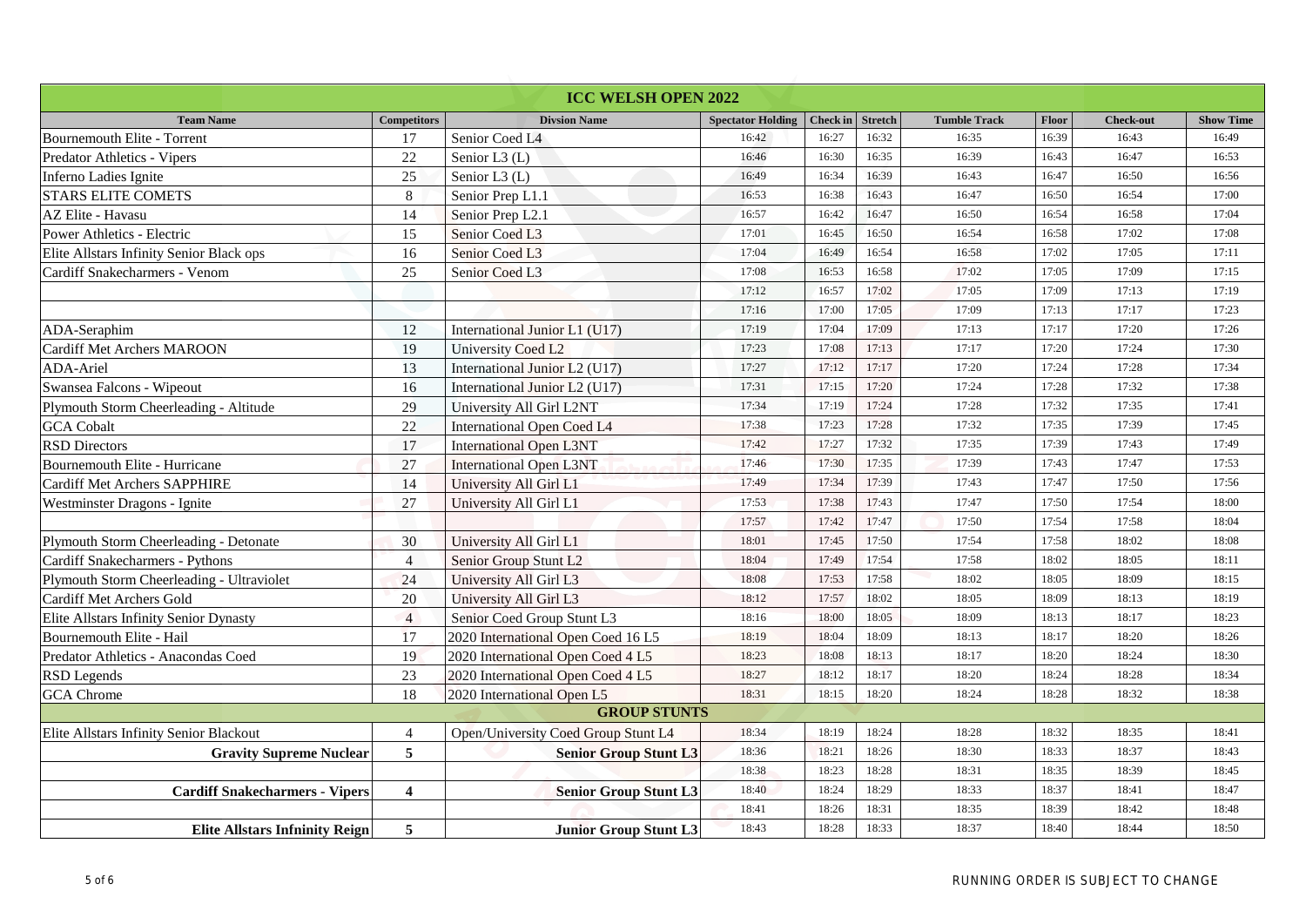| ICC WELSH OPEN 2022 | | | | | | | | | |
|---|---|---|---|---|---|---|---|---|---|
| **Team Name** | **Competitors** | **Divsion Name** | **Spectator Holding** | **Check in** | **Stretch** | **Tumble Track** | **Floor** | **Check-out** | **Show Time** |
| Bournemouth Elite - Torrent | 17 | Senior Coed L4 | 16:42 | 16:27 | 16:32 | 16:35 | 16:39 | 16:43 | 16:49 |
| Predator Athletics - Vipers | 22 | Senior L3 (L) | 16:46 | 16:30 | 16:35 | 16:39 | 16:43 | 16:47 | 16:53 |
| Inferno Ladies Ignite | 25 | Senior L3 (L) | 16:49 | 16:34 | 16:39 | 16:43 | 16:47 | 16:50 | 16:56 |
| STARS ELITE COMETS | 8 | Senior Prep L1.1 | 16:53 | 16:38 | 16:43 | 16:47 | 16:50 | 16:54 | 17:00 |
| AZ Elite - Havasu | 14 | Senior Prep L2.1 | 16:57 | 16:42 | 16:47 | 16:50 | 16:54 | 16:58 | 17:04 |
| Power Athletics - Electric | 15 | Senior Coed L3 | 17:01 | 16:45 | 16:50 | 16:54 | 16:58 | 17:02 | 17:08 |
| Elite Allstars Infinity Senior Black ops | 16 | Senior Coed L3 | 17:04 | 16:49 | 16:54 | 16:58 | 17:02 | 17:05 | 17:11 |
| Cardiff Snakecharmers - Venom | 25 | Senior Coed L3 | 17:08 | 16:53 | 16:58 | 17:02 | 17:05 | 17:09 | 17:15 |
| | | | 17:12 | 16:57 | 17:02 | 17:05 | 17:09 | 17:13 | 17:19 |
| | | | 17:16 | 17:00 | 17:05 | 17:09 | 17:13 | 17:17 | 17:23 |
| ADA-Seraphim | 12 | International Junior L1 (U17) | 17:19 | 17:04 | 17:09 | 17:13 | 17:17 | 17:20 | 17:26 |
| Cardiff Met Archers MAROON | 19 | University Coed L2 | 17:23 | 17:08 | 17:13 | 17:17 | 17:20 | 17:24 | 17:30 |
| ADA-Ariel | 13 | International Junior L2 (U17) | 17:27 | 17:12 | 17:17 | 17:20 | 17:24 | 17:28 | 17:34 |
| Swansea Falcons - Wipeout | 16 | International Junior L2 (U17) | 17:31 | 17:15 | 17:20 | 17:24 | 17:28 | 17:32 | 17:38 |
| Plymouth Storm Cheerleading - Altitude | 29 | University All Girl L2NT | 17:34 | 17:19 | 17:24 | 17:28 | 17:32 | 17:35 | 17:41 |
| GCA Cobalt | 22 | International Open Coed L4 | 17:38 | 17:23 | 17:28 | 17:32 | 17:35 | 17:39 | 17:45 |
| RSD Directors | 17 | International Open L3NT | 17:42 | 17:27 | 17:32 | 17:35 | 17:39 | 17:43 | 17:49 |
| Bournemouth Elite - Hurricane | 27 | International Open L3NT | 17:46 | 17:30 | 17:35 | 17:39 | 17:43 | 17:47 | 17:53 |
| Cardiff Met Archers SAPPHIRE | 14 | University All Girl L1 | 17:49 | 17:34 | 17:39 | 17:43 | 17:47 | 17:50 | 17:56 |
| Westminster Dragons - Ignite | 27 | University All Girl L1 | 17:53 | 17:38 | 17:43 | 17:47 | 17:50 | 17:54 | 18:00 |
| | | | 17:57 | 17:42 | 17:47 | 17:50 | 17:54 | 17:58 | 18:04 |
| Plymouth Storm Cheerleading - Detonate | 30 | University All Girl L1 | 18:01 | 17:45 | 17:50 | 17:54 | 17:58 | 18:02 | 18:08 |
| Cardiff Snakecharmers - Pythons | 4 | Senior Group Stunt L2 | 18:04 | 17:49 | 17:54 | 17:58 | 18:02 | 18:05 | 18:11 |
| Plymouth Storm Cheerleading - Ultraviolet | 24 | University All Girl L3 | 18:08 | 17:53 | 17:58 | 18:02 | 18:05 | 18:09 | 18:15 |
| Cardiff Met Archers Gold | 20 | University All Girl L3 | 18:12 | 17:57 | 18:02 | 18:05 | 18:09 | 18:13 | 18:19 |
| Elite Allstars Infinity Senior Dynasty | 4 | Senior Coed Group Stunt L3 | 18:16 | 18:00 | 18:05 | 18:09 | 18:13 | 18:17 | 18:23 |
| Bournemouth Elite - Hail | 17 | 2020 International Open Coed 16 L5 | 18:19 | 18:04 | 18:09 | 18:13 | 18:17 | 18:20 | 18:26 |
| Predator Athletics - Anacondas Coed | 19 | 2020 International Open Coed 4 L5 | 18:23 | 18:08 | 18:13 | 18:17 | 18:20 | 18:24 | 18:30 |
| RSD Legends | 23 | 2020 International Open Coed 4 L5 | 18:27 | 18:12 | 18:17 | 18:20 | 18:24 | 18:28 | 18:34 |
| GCA Chrome | 18 | 2020 International Open L5 | 18:31 | 18:15 | 18:20 | 18:24 | 18:28 | 18:32 | 18:38 |
| **GROUP STUNTS** | | | | | | | | | |
| Elite Allstars Infinity Senior Blackout | 4 | Open/University Coed Group Stunt L4 | 18:34 | 18:19 | 18:24 | 18:28 | 18:32 | 18:35 | 18:41 |
| **Gravity Supreme Nuclear** | **5** | **Senior Group Stunt L3** | 18:36 | 18:21 | 18:26 | 18:30 | 18:33 | 18:37 | 18:43 |
| | | | 18:38 | 18:23 | 18:28 | 18:31 | 18:35 | 18:39 | 18:45 |
| **Cardiff Snakecharmers - Vipers** | **4** | **Senior Group Stunt L3** | 18:40 | 18:24 | 18:29 | 18:33 | 18:37 | 18:41 | 18:47 |
| | | | 18:41 | 18:26 | 18:31 | 18:35 | 18:39 | 18:42 | 18:48 |
| **Elite Allstars Infninity Reign** | **5** | **Junior Group Stunt L3** | 18:43 | 18:28 | 18:33 | 18:37 | 18:40 | 18:44 | 18:50 |

RUNNING ORDER IS SUBJECT TO CHANGE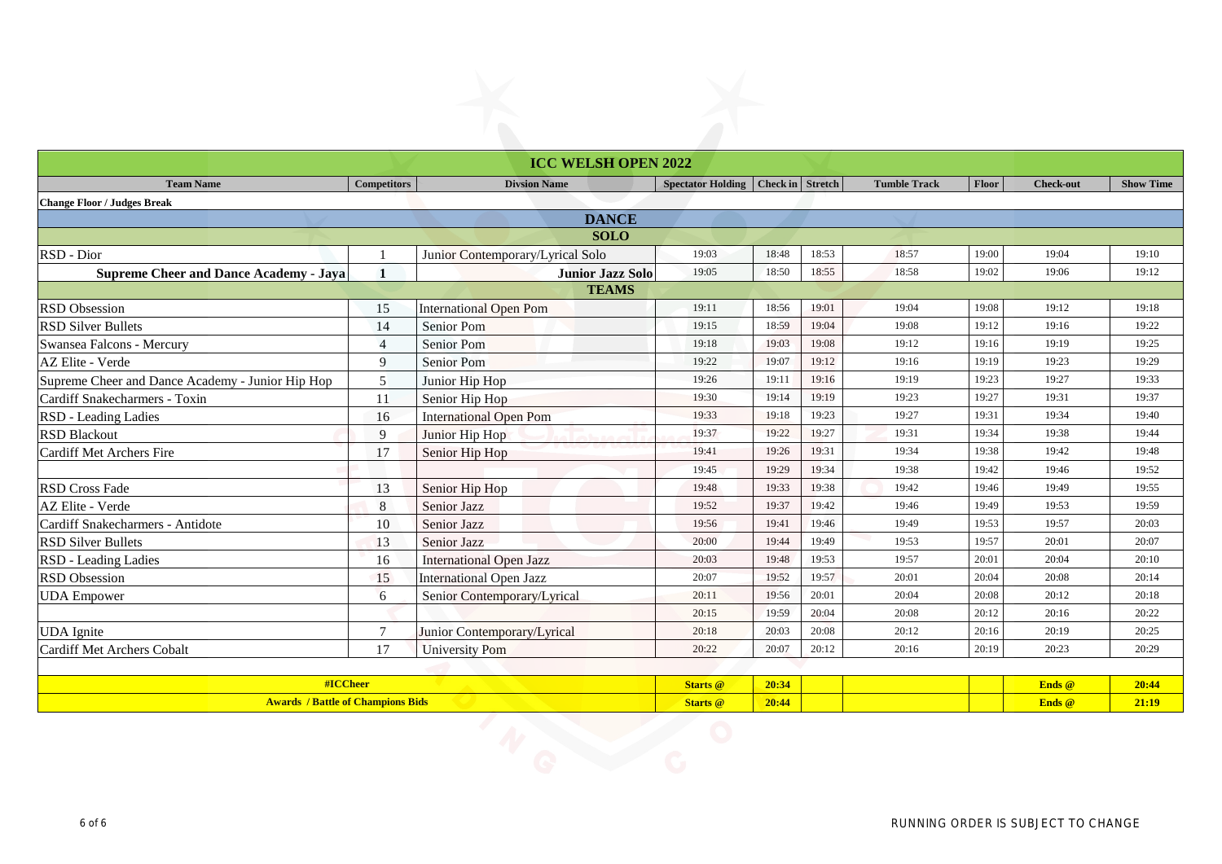| ICC WELSH OPEN 2022 | | | | | | | | | |
|---|---|---|---|---|---|---|---|---|---|
| **Team Name** | **Competitors** | **Divsion Name** | **Spectator Holding** | **Check in** | **Stretch** | **Tumble Track** | **Floor** | **Check-out** | **Show Time** |
| **Change Floor / Judges Break** | | | | | | | | | |
| | | **DANCE** | | | | | | | |
| | | **SOLO** | | | | | | | |
| RSD - Dior | 1 | Junior Contemporary/Lyrical Solo | 19:03 | 18:48 | 18:53 | 18:57 | 19:00 | 19:04 | 19:10 |
| **Supreme Cheer and Dance Academy - Jaya** | **1** | **Junior Jazz Solo** | 19:05 | 18:50 | 18:55 | 18:58 | 19:02 | 19:06 | 19:12 |
| | | **TEAMS** | | | | | | | |
| RSD Obsession | 15 | International Open Pom | 19:11 | 18:56 | 19:01 | 19:04 | 19:08 | 19:12 | 19:18 |
| RSD Silver Bullets | 14 | Senior Pom | 19:15 | 18:59 | 19:04 | 19:08 | 19:12 | 19:16 | 19:22 |
| Swansea Falcons - Mercury | 4 | Senior Pom | 19:18 | 19:03 | 19:08 | 19:12 | 19:16 | 19:19 | 19:25 |
| AZ Elite - Verde | 9 | Senior Pom | 19:22 | 19:07 | 19:12 | 19:16 | 19:19 | 19:23 | 19:29 |
| Supreme Cheer and Dance Academy - Junior Hip Hop | 5 | Junior Hip Hop | 19:26 | 19:11 | 19:16 | 19:19 | 19:23 | 19:27 | 19:33 |
| Cardiff Snakecharmers - Toxin | 11 | Senior Hip Hop | 19:30 | 19:14 | 19:19 | 19:23 | 19:27 | 19:31 | 19:37 |
| RSD - Leading Ladies | 16 | International Open Pom | 19:33 | 19:18 | 19:23 | 19:27 | 19:31 | 19:34 | 19:40 |
| RSD Blackout | 9 | Junior Hip Hop | 19:37 | 19:22 | 19:27 | 19:31 | 19:34 | 19:38 | 19:44 |
| Cardiff Met Archers Fire | 17 | Senior Hip Hop | 19:41 | 19:26 | 19:31 | 19:34 | 19:38 | 19:42 | 19:48 |
| | | | 19:45 | 19:29 | 19:34 | 19:38 | 19:42 | 19:46 | 19:52 |
| RSD Cross Fade | 13 | Senior Hip Hop | 19:48 | 19:33 | 19:38 | 19:42 | 19:46 | 19:49 | 19:55 |
| AZ Elite - Verde | 8 | Senior Jazz | 19:52 | 19:37 | 19:42 | 19:46 | 19:49 | 19:53 | 19:59 |
| Cardiff Snakecharmers - Antidote | 10 | Senior Jazz | 19:56 | 19:41 | 19:46 | 19:49 | 19:53 | 19:57 | 20:03 |
| RSD Silver Bullets | 13 | Senior Jazz | 20:00 | 19:44 | 19:49 | 19:53 | 19:57 | 20:01 | 20:07 |
| RSD - Leading Ladies | 16 | International Open Jazz | 20:03 | 19:48 | 19:53 | 19:57 | 20:01 | 20:04 | 20:10 |
| RSD Obsession | 15 | International Open Jazz | 20:07 | 19:52 | 19:57 | 20:01 | 20:04 | 20:08 | 20:14 |
| UDA Empower | 6 | Senior Contemporary/Lyrical | 20:11 | 19:56 | 20:01 | 20:04 | 20:08 | 20:12 | 20:18 |
| | | | 20:15 | 19:59 | 20:04 | 20:08 | 20:12 | 20:16 | 20:22 |
| UDA Ignite | 7 | Junior Contemporary/Lyrical | 20:18 | 20:03 | 20:08 | 20:12 | 20:16 | 20:19 | 20:25 |
| Cardiff Met Archers Cobalt | 17 | University Pom | 20:22 | 20:07 | 20:12 | 20:16 | 20:19 | 20:23 | 20:29 |
| **#ICCheer** | | | **Starts @** | **20:34** | | | | **Ends @** | **20:44** |
| **Awards / Battle of Champions Bids** | | | **Starts @** | **20:44** | | | | **Ends @** | **21:19** |

RUNNING ORDER IS SUBJECT TO CHANGE